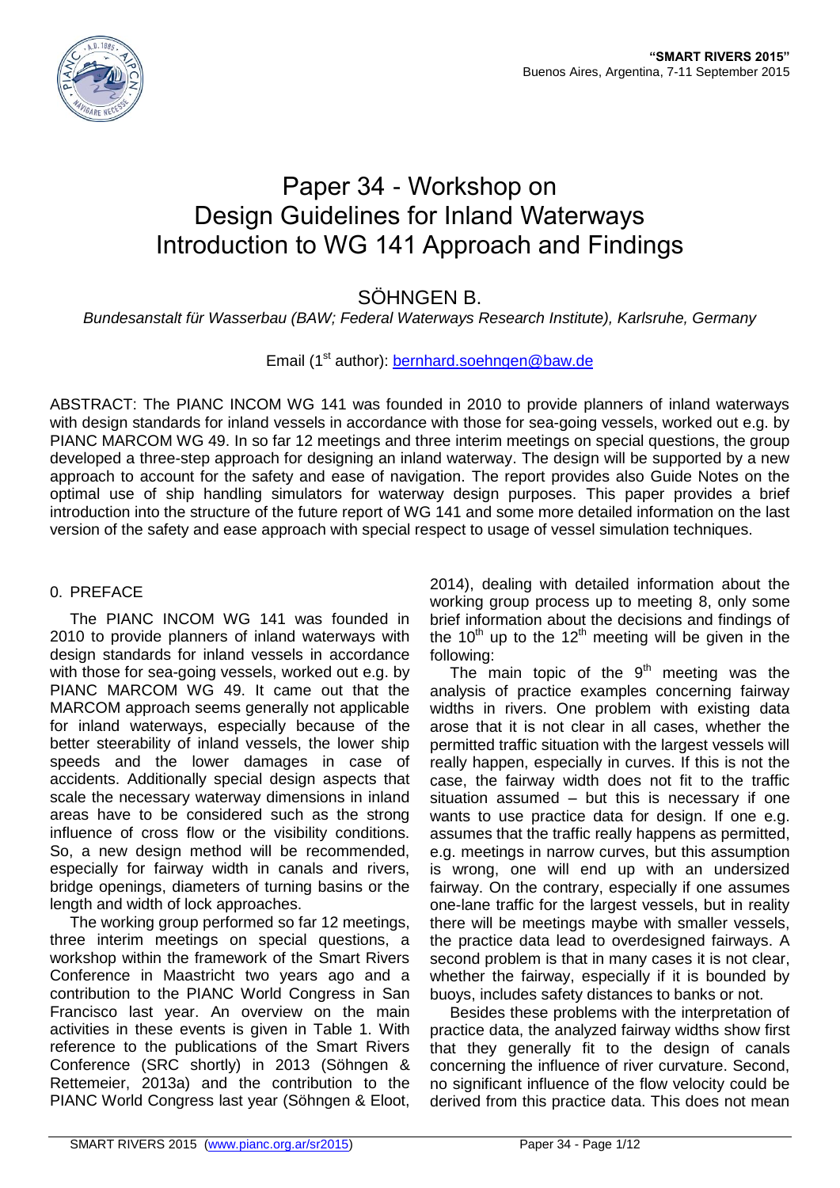# Paper 34 - Workshop on Design Guidelines for Inland Waterways Introduction to WG 141 Approach and Findings

## SÖHNGEN B.

*Bundesanstalt für Wasserbau (BAW; Federal Waterways Research Institute), Karlsruhe, Germany*

Email (1st author): bernhard.soehngen@baw.de

ABSTRACT: The PIANC INCOM WG 141 was founded in 2010 to provide planners of inland waterways with design standards for inland vessels in accordance with those for sea-going vessels, worked out e.g. by PIANC MARCOM WG 49. In so far 12 meetings and three interim meetings on special questions, the group developed a three-step approach for designing an inland waterway. The design will be supported by a new approach to account for the safety and ease of navigation. The report provides also Guide Notes on the optimal use of ship handling simulators for waterway design purposes. This paper provides a brief introduction into the structure of the future report of WG 141 and some more detailed information on the last version of the safety and ease approach with special respect to usage of vessel simulation techniques.

## 0. PREFACE

The PIANC INCOM WG 141 was founded in 2010 to provide planners of inland waterways with design standards for inland vessels in accordance with those for sea-going vessels, worked out e.g. by PIANC MARCOM WG 49. It came out that the MARCOM approach seems generally not applicable for inland waterways, especially because of the better steerability of inland vessels, the lower ship speeds and the lower damages in case of accidents. Additionally special design aspects that scale the necessary waterway dimensions in inland areas have to be considered such as the strong influence of cross flow or the visibility conditions. So, a new design method will be recommended, especially for fairway width in canals and rivers, bridge openings, diameters of turning basins or the length and width of lock approaches.

The working group performed so far 12 meetings, three interim meetings on special questions, a workshop within the framework of the Smart Rivers Conference in Maastricht two years ago and a contribution to the PIANC World Congress in San Francisco last year. An overview on the main activities in these events is given in Table 1. With reference to the publications of the Smart Rivers Conference (SRC shortly) in 2013 (Söhngen & Rettemeier, 2013a) and the contribution to the PIANC World Congress last year (Söhngen & Eloot, 2014), dealing with detailed information about the working group process up to meeting 8, only some brief information about the decisions and findings of the 10th up to the 12th meeting will be given in the following:

The main topic of the 9th meeting was the analysis of practice examples concerning fairway widths in rivers. One problem with existing data arose that it is not clear in all cases, whether the permitted traffic situation with the largest vessels will really happen, especially in curves. If this is not the case, the fairway width does not fit to the traffic situation assumed – but this is necessary if one wants to use practice data for design. If one e.g. assumes that the traffic really happens as permitted, e.g. meetings in narrow curves, but this assumption is wrong, one will end up with an undersized fairway. On the contrary, especially if one assumes one-lane traffic for the largest vessels, but in reality there will be meetings maybe with smaller vessels, the practice data lead to overdesigned fairways. A second problem is that in many cases it is not clear, whether the fairway, especially if it is bounded by buoys, includes safety distances to banks or not.

Besides these problems with the interpretation of practice data, the analyzed fairway widths show first that they generally fit to the design of canals concerning the influence of river curvature. Second, no significant influence of the flow velocity could be derived from this practice data. This does not mean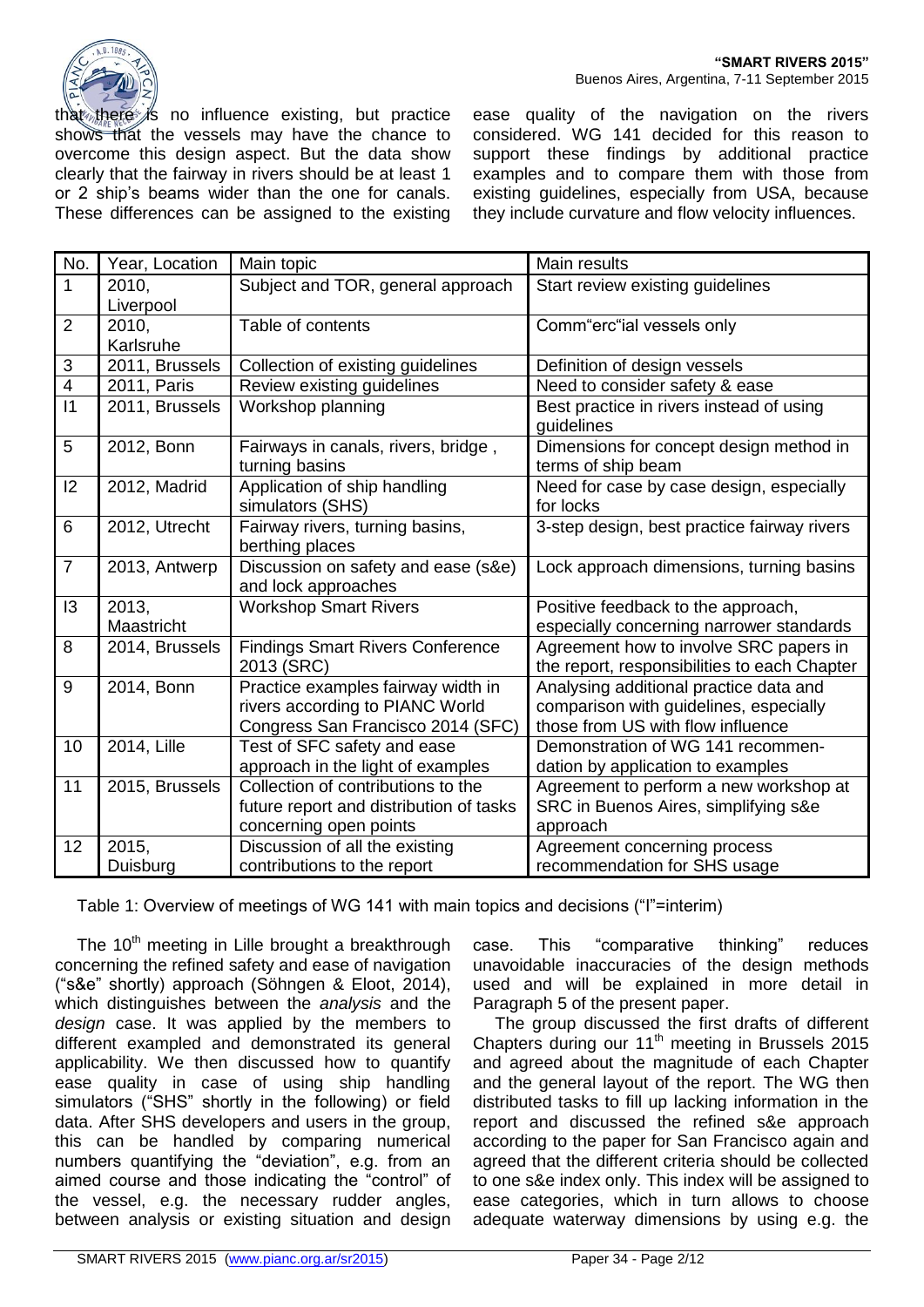that there is no influence existing, but practice shows that the vessels may have the chance to overcome this design aspect. But the data show clearly that the fairway in rivers should be at least 1 or 2 ship's beams wider than the one for canals. These differences can be assigned to the existing ease quality of the navigation on the rivers considered. WG 141 decided for this reason to support these findings by additional practice examples and to compare them with those from existing guidelines, especially from USA, because they include curvature and flow velocity influences.

| No. | Year, Location | Main topic | Main results |
|---|---|---|---|
| 1 | 2010, Liverpool | Subject and TOR, general approach | Start review existing guidelines |
| 2 | 2010, Karlsruhe | Table of contents | Comm"erc"ial vessels only |
| 3 | 2011, Brussels | Collection of existing guidelines | Definition of design vessels |
| 4 | 2011, Paris | Review existing guidelines | Need to consider safety & ease |
| I1 | 2011, Brussels | Workshop planning | Best practice in rivers instead of using guidelines |
| 5 | 2012, Bonn | Fairways in canals, rivers, bridge , turning basins | Dimensions for concept design method in terms of ship beam |
| I2 | 2012, Madrid | Application of ship handling simulators (SHS) | Need for case by case design, especially for locks |
| 6 | 2012, Utrecht | Fairway rivers, turning basins, berthing places | 3-step design, best practice fairway rivers |
| 7 | 2013, Antwerp | Discussion on safety and ease (s&e) and lock approaches | Lock approach dimensions, turning basins |
| I3 | 2013, Maastricht | Workshop Smart Rivers | Positive feedback to the approach, especially concerning narrower standards |
| 8 | 2014, Brussels | Findings Smart Rivers Conference 2013 (SRC) | Agreement how to involve SRC papers in the report, responsibilities to each Chapter |
| 9 | 2014, Bonn | Practice examples fairway width in rivers according to PIANC World Congress San Francisco 2014 (SFC) | Analysing additional practice data and comparison with guidelines, especially those from US with flow influence |
| 10 | 2014, Lille | Test of SFC safety and ease approach in the light of examples | Demonstration of WG 141 recommen-dation by application to examples |
| 11 | 2015, Brussels | Collection of contributions to the future report and distribution of tasks concerning open points | Agreement to perform a new workshop at SRC in Buenos Aires, simplifying s&e approach |
| 12 | 2015, Duisburg | Discussion of all the existing contributions to the report | Agreement concerning process recommendation for SHS usage |

Table 1: Overview of meetings of WG 141 with main topics and decisions ("I"=interim)

The 10[th] meeting in Lille brought a breakthrough concerning the refined safety and ease of navigation ("s&e" shortly) approach (Söhngen & Eloot, 2014), which distinguishes between the *analysis* and the *design* case. It was applied by the members to different exampled and demonstrated its general applicability. We then discussed how to quantify ease quality in case of using ship handling simulators ("SHS" shortly in the following) or field data. After SHS developers and users in the group, this can be handled by comparing numerical numbers quantifying the "deviation", e.g. from an aimed course and those indicating the "control" of the vessel, e.g. the necessary rudder angles, between analysis or existing situation and design case. This "comparative thinking" reduces unavoidable inaccuracies of the design methods used and will be explained in more detail in Paragraph 5 of the present paper.

The group discussed the first drafts of different Chapters during our 11[th] meeting in Brussels 2015 and agreed about the magnitude of each Chapter and the general layout of the report. The WG then distributed tasks to fill up lacking information in the report and discussed the refined s&e approach according to the paper for San Francisco again and agreed that the different criteria should be collected to one s&e index only. This index will be assigned to ease categories, which in turn allows to choose adequate waterway dimensions by using e.g. the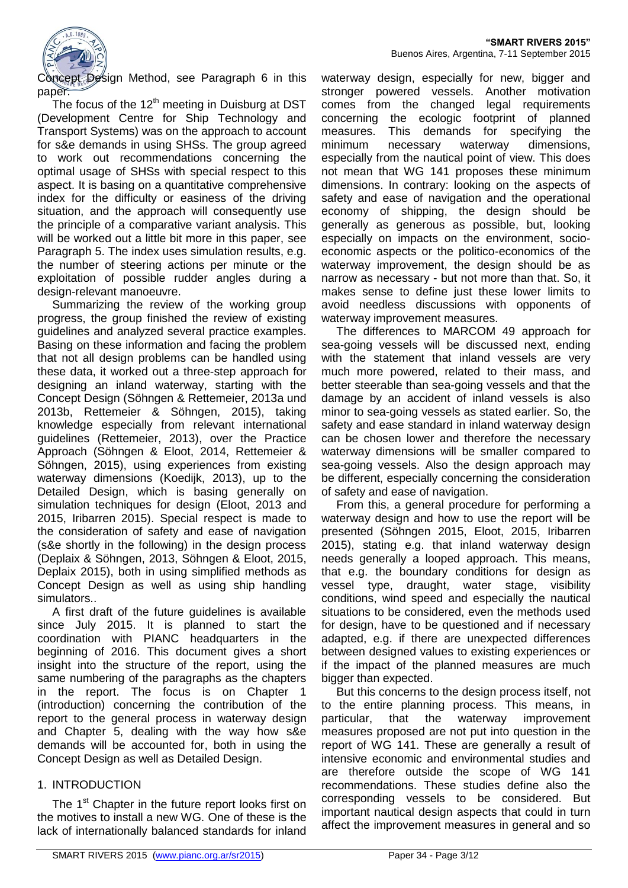Concept Design Method, see Paragraph 6 in this paper.

The focus of the 12[th] meeting in Duisburg at DST (Development Centre for Ship Technology and Transport Systems) was on the approach to account for s&e demands in using SHSs. The group agreed to work out recommendations concerning the optimal usage of SHSs with special respect to this aspect. It is basing on a quantitative comprehensive index for the difficulty or easiness of the driving situation, and the approach will consequently use the principle of a comparative variant analysis. This will be worked out a little bit more in this paper, see Paragraph 5. The index uses simulation results, e.g. the number of steering actions per minute or the exploitation of possible rudder angles during a design-relevant manoeuvre.

Summarizing the review of the working group progress, the group finished the review of existing guidelines and analyzed several practice examples. Basing on these information and facing the problem that not all design problems can be handled using these data, it worked out a three-step approach for designing an inland waterway, starting with the Concept Design (Söhngen & Rettemeier, 2013a und 2013b, Rettemeier & Söhngen, 2015), taking knowledge especially from relevant international guidelines (Rettemeier, 2013), over the Practice Approach (Söhngen & Eloot, 2014, Rettemeier & Söhngen, 2015), using experiences from existing waterway dimensions (Koedijk, 2013), up to the Detailed Design, which is basing generally on simulation techniques for design (Eloot, 2013 and 2015, Iribarren 2015). Special respect is made to the consideration of safety and ease of navigation (s&e shortly in the following) in the design process (Deplaix & Söhngen, 2013, Söhngen & Eloot, 2015, Deplaix 2015), both in using simplified methods as Concept Design as well as using ship handling simulators..

A first draft of the future guidelines is available since July 2015. It is planned to start the coordination with PIANC headquarters in the beginning of 2016. This document gives a short insight into the structure of the report, using the same numbering of the paragraphs as the chapters in the report. The focus is on Chapter 1 (introduction) concerning the contribution of the report to the general process in waterway design and Chapter 5, dealing with the way how s&e demands will be accounted for, both in using the Concept Design as well as Detailed Design.

## 1. INTRODUCTION

The 1[st] Chapter in the future report looks first on the motives to install a new WG. One of these is the lack of internationally balanced standards for inland waterway design, especially for new, bigger and stronger powered vessels. Another motivation comes from the changed legal requirements concerning the ecologic footprint of planned measures. This demands for specifying the minimum necessary waterway dimensions, especially from the nautical point of view. This does not mean that WG 141 proposes these minimum dimensions. In contrary: looking on the aspects of safety and ease of navigation and the operational economy of shipping, the design should be generally as generous as possible, but, looking especially on impacts on the environment, socio-economic aspects or the politico-economics of the waterway improvement, the design should be as narrow as necessary - but not more than that. So, it makes sense to define just these lower limits to avoid needless discussions with opponents of waterway improvement measures.

The differences to MARCOM 49 approach for sea-going vessels will be discussed next, ending with the statement that inland vessels are very much more powered, related to their mass, and better steerable than sea-going vessels and that the damage by an accident of inland vessels is also minor to sea-going vessels as stated earlier. So, the safety and ease standard in inland waterway design can be chosen lower and therefore the necessary waterway dimensions will be smaller compared to sea-going vessels. Also the design approach may be different, especially concerning the consideration of safety and ease of navigation.

From this, a general procedure for performing a waterway design and how to use the report will be presented (Söhngen 2015, Eloot, 2015, Iribarren 2015), stating e.g. that inland waterway design needs generally a looped approach. This means, that e.g. the boundary conditions for design as vessel type, draught, water stage, visibility conditions, wind speed and especially the nautical situations to be considered, even the methods used for design, have to be questioned and if necessary adapted, e.g. if there are unexpected differences between designed values to existing experiences or if the impact of the planned measures are much bigger than expected.

But this concerns to the design process itself, not to the entire planning process. This means, in particular, that the waterway improvement measures proposed are not put into question in the report of WG 141. These are generally a result of intensive economic and environmental studies and are therefore outside the scope of WG 141 recommendations. These studies define also the corresponding vessels to be considered. But important nautical design aspects that could in turn affect the improvement measures in general and so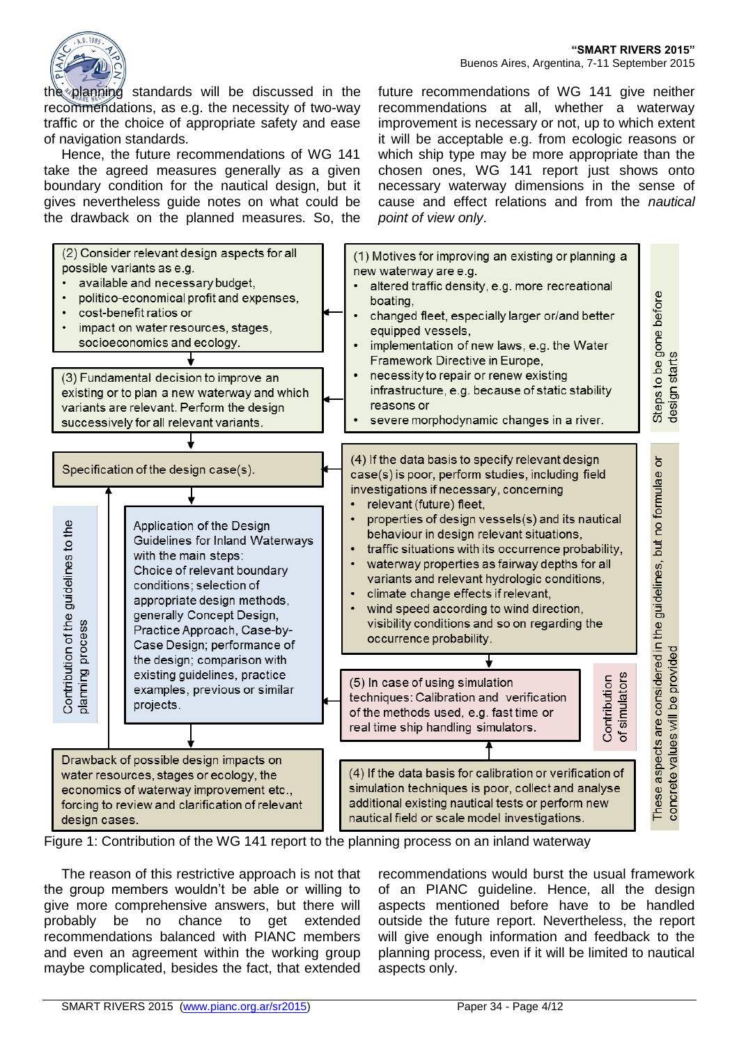the planning standards will be discussed in the recommendations, as e.g. the necessity of two-way traffic or the choice of appropriate safety and ease of navigation standards.

Hence, the future recommendations of WG 141 take the agreed measures generally as a given boundary condition for the nautical design, but it gives nevertheless guide notes on what could be the drawback on the planned measures. So, the future recommendations of WG 141 give neither recommendations at all, whether a waterway improvement is necessary or not, up to which extent it will be acceptable e.g. from ecologic reasons or which ship type may be more appropriate than the chosen ones, WG 141 report just shows onto necessary waterway dimensions in the sense of cause and effect relations and from the *nautical point of view only*.

(2) Consider relevant design aspects for all possible variants as e.g.
- available and necessary budget,
- politico-economical profit and expenses,
- cost-benefit ratios or
- impact on water resources, stages, socioeconomics and ecology.

(1) Motives for improving an existing or planning a new waterway are e.g.
- altered traffic density, e.g. more recreational boating,
- changed fleet, especially larger or/and better equipped vessels,
- implementation of new laws, e.g. the Water Framework Directive in Europe,
- necessity to repair or renew existing infrastructure, e.g. because of static stability reasons or
- severe morphodynamic changes in a river.

Steps to be gone before design starts

(3) Fundamental decision to improve an existing or to plan a new waterway and which variants are relevant. Perform the design successively for all relevant variants.

Specification of the design case(s).

(4) If the data basis to specify relevant design case(s) is poor, perform studies, including field investigations if necessary, concerning
- relevant (future) fleet,
- properties of design vessels(s) and its nautical behaviour in design relevant situations,
- traffic situations with its occurrence probability,
- waterway properties as fairway depths for all variants and relevant hydrologic conditions,
- climate change effects if relevant,
- wind speed according to wind direction, visibility conditions and so on regarding the occurrence probability.

Contribution of the guidelines to the planning process

Application of the Design Guidelines for Inland Waterways with the main steps: Choice of relevant boundary conditions; selection of appropriate design methods, generally Concept Design, Practice Approach, Case-by-Case Design; performance of the design; comparison with existing guidelines, practice examples, previous or similar projects.

(5) In case of using simulation techniques: Calibration and verification of the methods used, e.g. fast time or real time ship handling simulators.

Contribution of simulators

Drawback of possible design impacts on water resources, stages or ecology, the economics of waterway improvement etc., forcing to review and clarification of relevant design cases.

(4) If the data basis for calibration or verification of simulation techniques is poor, collect and analyse additional existing nautical tests or perform new nautical field or scale model investigations.

These aspects are considered in the guidelines, but no formulae or concrete values will be provided

Figure 1: Contribution of the WG 141 report to the planning process on an inland waterway

The reason of this restrictive approach is not that the group members wouldn't be able or willing to give more comprehensive answers, but there will probably be no chance to get extended recommendations balanced with PIANC members and even an agreement within the working group maybe complicated, besides the fact, that extended recommendations would burst the usual framework of an PIANC guideline. Hence, all the design aspects mentioned before have to be handled outside the future report. Nevertheless, the report will give enough information and feedback to the planning process, even if it will be limited to nautical aspects only.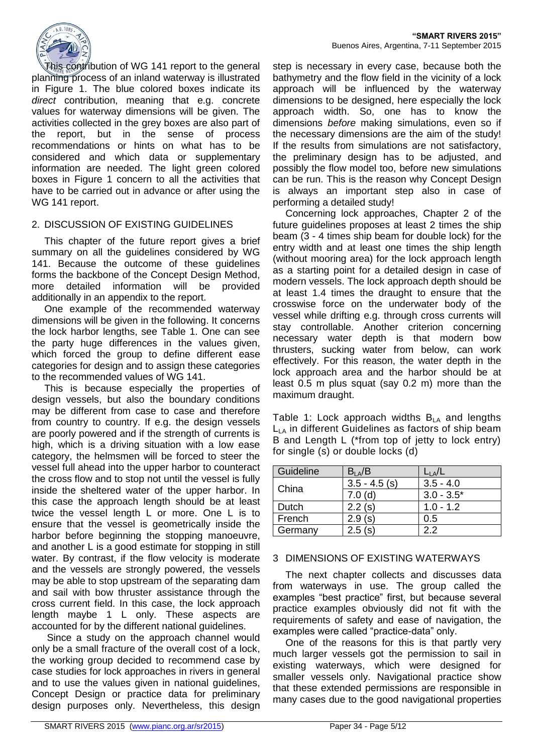This contribution of WG 141 report to the general planning process of an inland waterway is illustrated in Figure 1. The blue colored boxes indicate its *direct* contribution, meaning that e.g. concrete values for waterway dimensions will be given. The activities collected in the grey boxes are also part of the report, but in the sense of process recommendations or hints on what has to be considered and which data or supplementary information are needed. The light green colored boxes in Figure 1 concern to all the activities that have to be carried out in advance or after using the WG 141 report.

## 2. DISCUSSION OF EXISTING GUIDELINES

This chapter of the future report gives a brief summary on all the guidelines considered by WG 141. Because the outcome of these guidelines forms the backbone of the Concept Design Method, more detailed information will be provided additionally in an appendix to the report.

One example of the recommended waterway dimensions will be given in the following. It concerns the lock harbor lengths, see Table 1. One can see the party huge differences in the values given, which forced the group to define different ease categories for design and to assign these categories to the recommended values of WG 141.

This is because especially the properties of design vessels, but also the boundary conditions may be different from case to case and therefore from country to country. If e.g. the design vessels are poorly powered and if the strength of currents is high, which is a driving situation with a low ease category, the helmsmen will be forced to steer the vessel full ahead into the upper harbor to counteract the cross flow and to stop not until the vessel is fully inside the sheltered water of the upper harbor. In this case the approach length should be at least twice the vessel length L or more. One L is to ensure that the vessel is geometrically inside the harbor before beginning the stopping manoeuvre, and another L is a good estimate for stopping in still water. By contrast, if the flow velocity is moderate and the vessels are strongly powered, the vessels may be able to stop upstream of the separating dam and sail with bow thruster assistance through the cross current field. In this case, the lock approach length maybe 1 L only. These aspects are accounted for by the different national guidelines.

Since a study on the approach channel would only be a small fracture of the overall cost of a lock, the working group decided to recommend case by case studies for lock approaches in rivers in general and to use the values given in national guidelines, Concept Design or practice data for preliminary design purposes only. Nevertheless, this design step is necessary in every case, because both the bathymetry and the flow field in the vicinity of a lock approach will be influenced by the waterway dimensions to be designed, here especially the lock approach width. So, one has to know the dimensions *before* making simulations, even so if the necessary dimensions are the aim of the study! If the results from simulations are not satisfactory, the preliminary design has to be adjusted, and possibly the flow model too, before new simulations can be run. This is the reason why Concept Design is always an important step also in case of performing a detailed study!

Concerning lock approaches, Chapter 2 of the future guidelines proposes at least 2 times the ship beam (3 - 4 times ship beam for double lock) for the entry width and at least one times the ship length (without mooring area) for the lock approach length as a starting point for a detailed design in case of modern vessels. The lock approach depth should be at least 1.4 times the draught to ensure that the crosswise force on the underwater body of the vessel while drifting e.g. through cross currents will stay controllable. Another criterion concerning necessary water depth is that modern bow thrusters, sucking water from below, can work effectively. For this reason, the water depth in the lock approach area and the harbor should be at least 0.5 m plus squat (say 0.2 m) more than the maximum draught.

Table 1: Lock approach widths $B_{LA}$ and lengths $L_{LA}$ in different Guidelines as factors of ship beam B and Length L (*from top of jetty to lock entry) for single (s) or double locks (d)

| Guideline | $B_{LA}/B$ | $L_{LA}/L$ |
|---|---|---|
| China | 3.5 - 4.5 (s) | 3.5 - 4.0 |
| | 7.0 (d) | 3.0 - 3.5* |
| Dutch | 2.2 (s) | 1.0 - 1.2 |
| French | 2.9 (s) | 0.5 |
| Germany | 2.5 (s) | 2.2 |

## 3 DIMENSIONS OF EXISTING WATERWAYS

The next chapter collects and discusses data from waterways in use. The group called the examples "best practice" first, but because several practice examples obviously did not fit with the requirements of safety and ease of navigation, the examples were called "practice-data" only.

One of the reasons for this is that partly very much larger vessels got the permission to sail in existing waterways, which were designed for smaller vessels only. Navigational practice show that these extended permissions are responsible in many cases due to the good navigational properties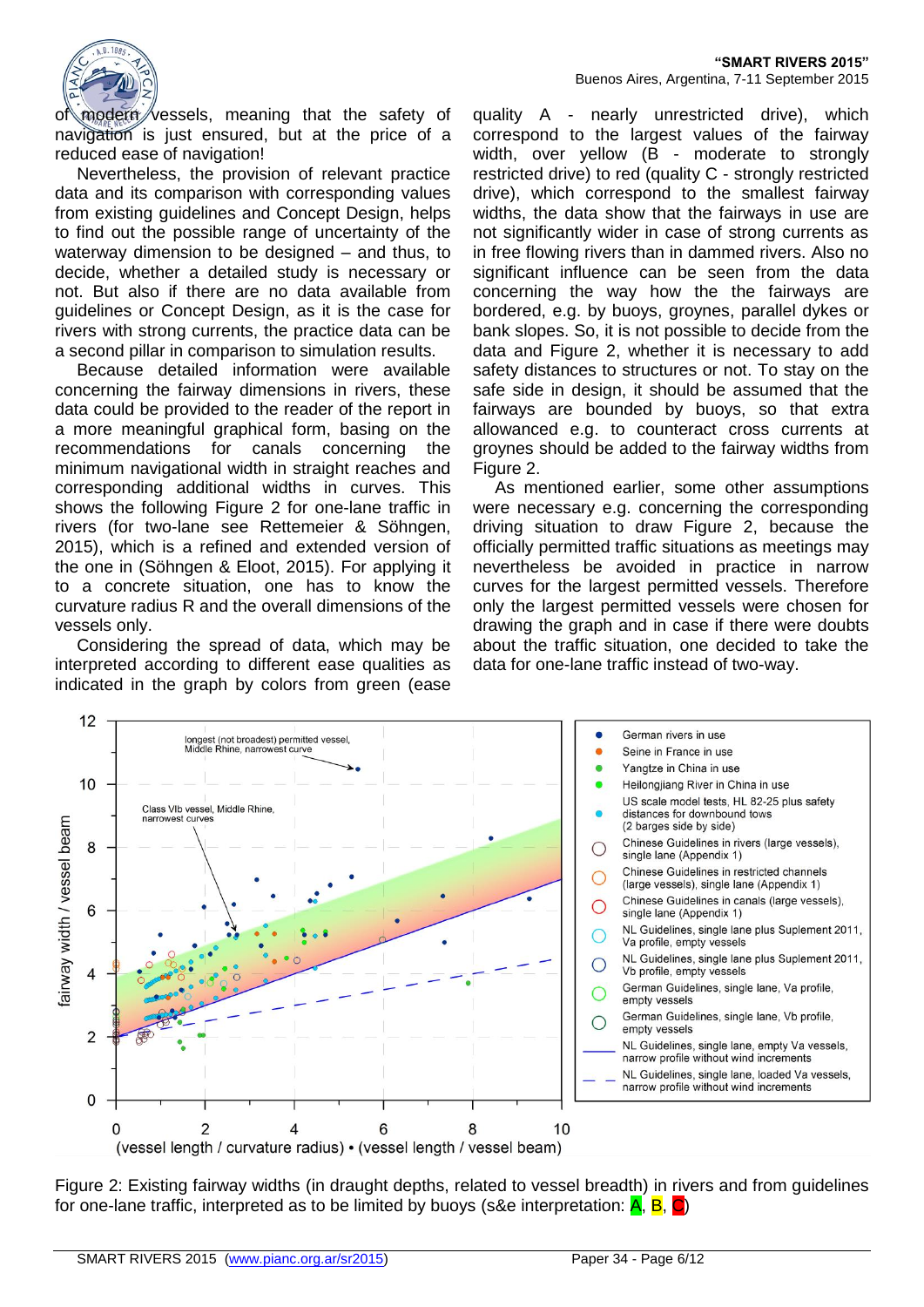of modern vessels, meaning that the safety of navigation is just ensured, but at the price of a reduced ease of navigation!

Nevertheless, the provision of relevant practice data and its comparison with corresponding values from existing guidelines and Concept Design, helps to find out the possible range of uncertainty of the waterway dimension to be designed – and thus, to decide, whether a detailed study is necessary or not. But also if there are no data available from guidelines or Concept Design, as it is the case for rivers with strong currents, the practice data can be a second pillar in comparison to simulation results.

Because detailed information were available concerning the fairway dimensions in rivers, these data could be provided to the reader of the report in a more meaningful graphical form, basing on the recommendations for canals concerning the minimum navigational width in straight reaches and corresponding additional widths in curves. This shows the following Figure 2 for one-lane traffic in rivers (for two-lane see Rettemeier & Söhngen, 2015), which is a refined and extended version of the one in (Söhngen & Eloot, 2015). For applying it to a concrete situation, one has to know the curvature radius R and the overall dimensions of the vessels only.

Considering the spread of data, which may be interpreted according to different ease qualities as indicated in the graph by colors from green (ease quality A - nearly unrestricted drive), which correspond to the largest values of the fairway width, over yellow (B - moderate to strongly restricted drive) to red (quality C - strongly restricted drive), which correspond to the smallest fairway widths, the data show that the fairways in use are not significantly wider in case of strong currents as in free flowing rivers than in dammed rivers. Also no significant influence can be seen from the data concerning the way how the the fairways are bordered, e.g. by buoys, groynes, parallel dykes or bank slopes. So, it is not possible to decide from the data and Figure 2, whether it is necessary to add safety distances to structures or not. To stay on the safe side in design, it should be assumed that the fairways are bounded by buoys, so that extra allowanced e.g. to counteract cross currents at groynes should be added to the fairway widths from Figure 2.

As mentioned earlier, some other assumptions were necessary e.g. concerning the corresponding driving situation to draw Figure 2, because the officially permitted traffic situations as meetings may nevertheless be avoided in practice in narrow curves for the largest permitted vessels. Therefore only the largest permitted vessels were chosen for drawing the graph and in case if there were doubts about the traffic situation, one decided to take the data for one-lane traffic instead of two-way.

Figure 2: Existing fairway widths (in draught depths, related to vessel breadth) in rivers and from guidelines for one-lane traffic, interpreted as to be limited by buoys (s&e interpretation: A, B, C)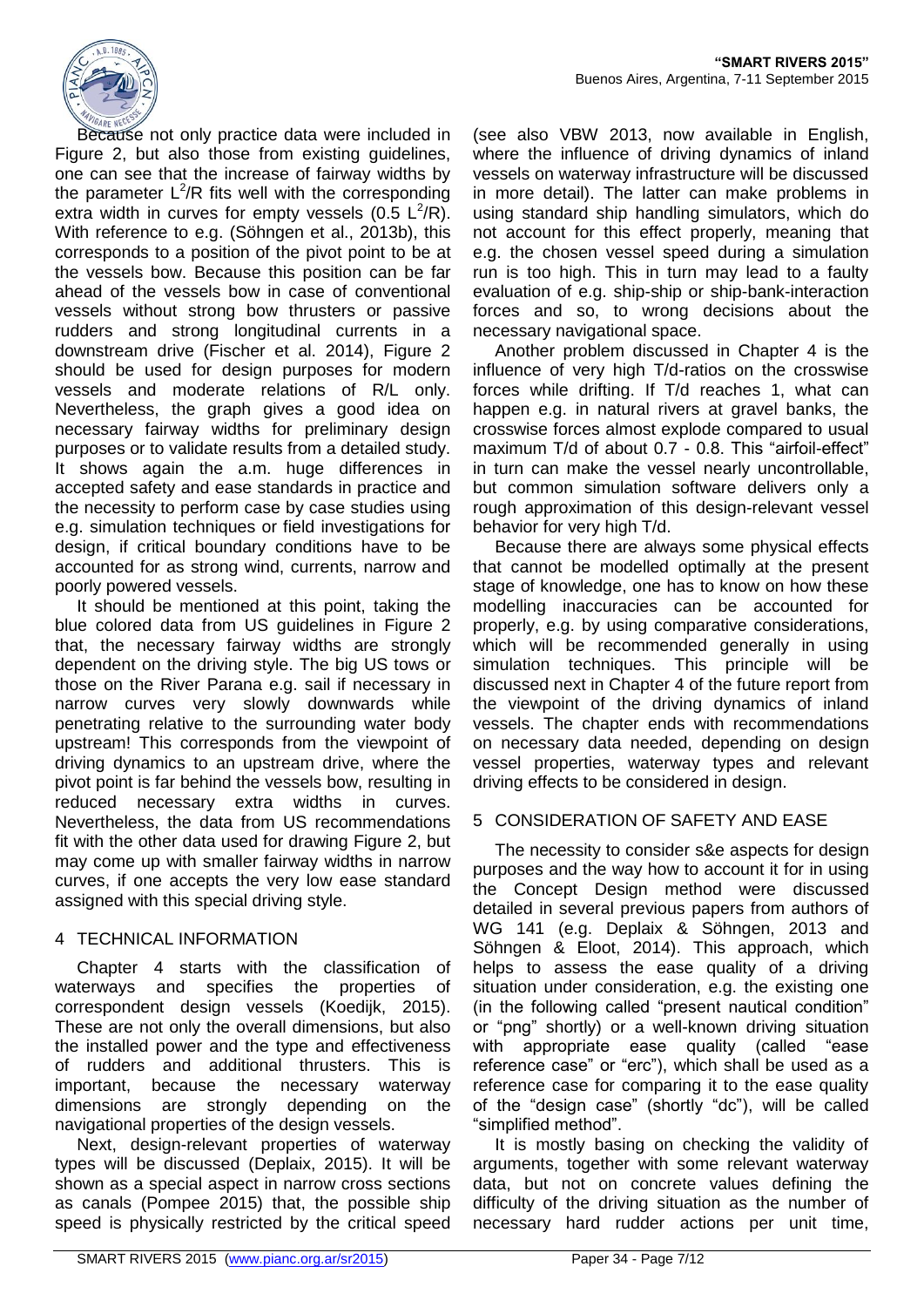Because not only practice data were included in Figure 2, but also those from existing guidelines, one can see that the increase of fairway widths by the parameter $L^2/R$ fits well with the corresponding extra width in curves for empty vessels ($0.5\ L^2/R$). With reference to e.g. (Söhngen et al., 2013b), this corresponds to a position of the pivot point to be at the vessels bow. Because this position can be far ahead of the vessels bow in case of conventional vessels without strong bow thrusters or passive rudders and strong longitudinal currents in a downstream drive (Fischer et al. 2014), Figure 2 should be used for design purposes for modern vessels and moderate relations of R/L only. Nevertheless, the graph gives a good idea on necessary fairway widths for preliminary design purposes or to validate results from a detailed study. It shows again the a.m. huge differences in accepted safety and ease standards in practice and the necessity to perform case by case studies using e.g. simulation techniques or field investigations for design, if critical boundary conditions have to be accounted for as strong wind, currents, narrow and poorly powered vessels.

It should be mentioned at this point, taking the blue colored data from US guidelines in Figure 2 that, the necessary fairway widths are strongly dependent on the driving style. The big US tows or those on the River Parana e.g. sail if necessary in narrow curves very slowly downwards while penetrating relative to the surrounding water body upstream! This corresponds from the viewpoint of driving dynamics to an upstream drive, where the pivot point is far behind the vessels bow, resulting in reduced necessary extra widths in curves. Nevertheless, the data from US recommendations fit with the other data used for drawing Figure 2, but may come up with smaller fairway widths in narrow curves, if one accepts the very low ease standard assigned with this special driving style.

## 4 TECHNICAL INFORMATION

Chapter 4 starts with the classification of waterways and specifies the properties of correspondent design vessels (Koedijk, 2015). These are not only the overall dimensions, but also the installed power and the type and effectiveness of rudders and additional thrusters. This is important, because the necessary waterway dimensions are strongly depending on the navigational properties of the design vessels.

Next, design-relevant properties of waterway types will be discussed (Deplaix, 2015). It will be shown as a special aspect in narrow cross sections as canals (Pompee 2015) that, the possible ship speed is physically restricted by the critical speed (see also VBW 2013, now available in English, where the influence of driving dynamics of inland vessels on waterway infrastructure will be discussed in more detail). The latter can make problems in using standard ship handling simulators, which do not account for this effect properly, meaning that e.g. the chosen vessel speed during a simulation run is too high. This in turn may lead to a faulty evaluation of e.g. ship-ship or ship-bank-interaction forces and so, to wrong decisions about the necessary navigational space.

Another problem discussed in Chapter 4 is the influence of very high T/d-ratios on the crosswise forces while drifting. If T/d reaches 1, what can happen e.g. in natural rivers at gravel banks, the crosswise forces almost explode compared to usual maximum T/d of about 0.7 - 0.8. This "airfoil-effect" in turn can make the vessel nearly uncontrollable, but common simulation software delivers only a rough approximation of this design-relevant vessel behavior for very high T/d.

Because there are always some physical effects that cannot be modelled optimally at the present stage of knowledge, one has to know on how these modelling inaccuracies can be accounted for properly, e.g. by using comparative considerations, which will be recommended generally in using simulation techniques. This principle will be discussed next in Chapter 4 of the future report from the viewpoint of the driving dynamics of inland vessels. The chapter ends with recommendations on necessary data needed, depending on design vessel properties, waterway types and relevant driving effects to be considered in design.

## 5 CONSIDERATION OF SAFETY AND EASE

The necessity to consider s&e aspects for design purposes and the way how to account it for in using the Concept Design method were discussed detailed in several previous papers from authors of WG 141 (e.g. Deplaix & Söhngen, 2013 and Söhngen & Eloot, 2014). This approach, which helps to assess the ease quality of a driving situation under consideration, e.g. the existing one (in the following called "present nautical condition" or "png" shortly) or a well-known driving situation with appropriate ease quality (called "ease reference case" or "erc"), which shall be used as a reference case for comparing it to the ease quality of the "design case" (shortly "dc"), will be called "simplified method".

It is mostly basing on checking the validity of arguments, together with some relevant waterway data, but not on concrete values defining the difficulty of the driving situation as the number of necessary hard rudder actions per unit time,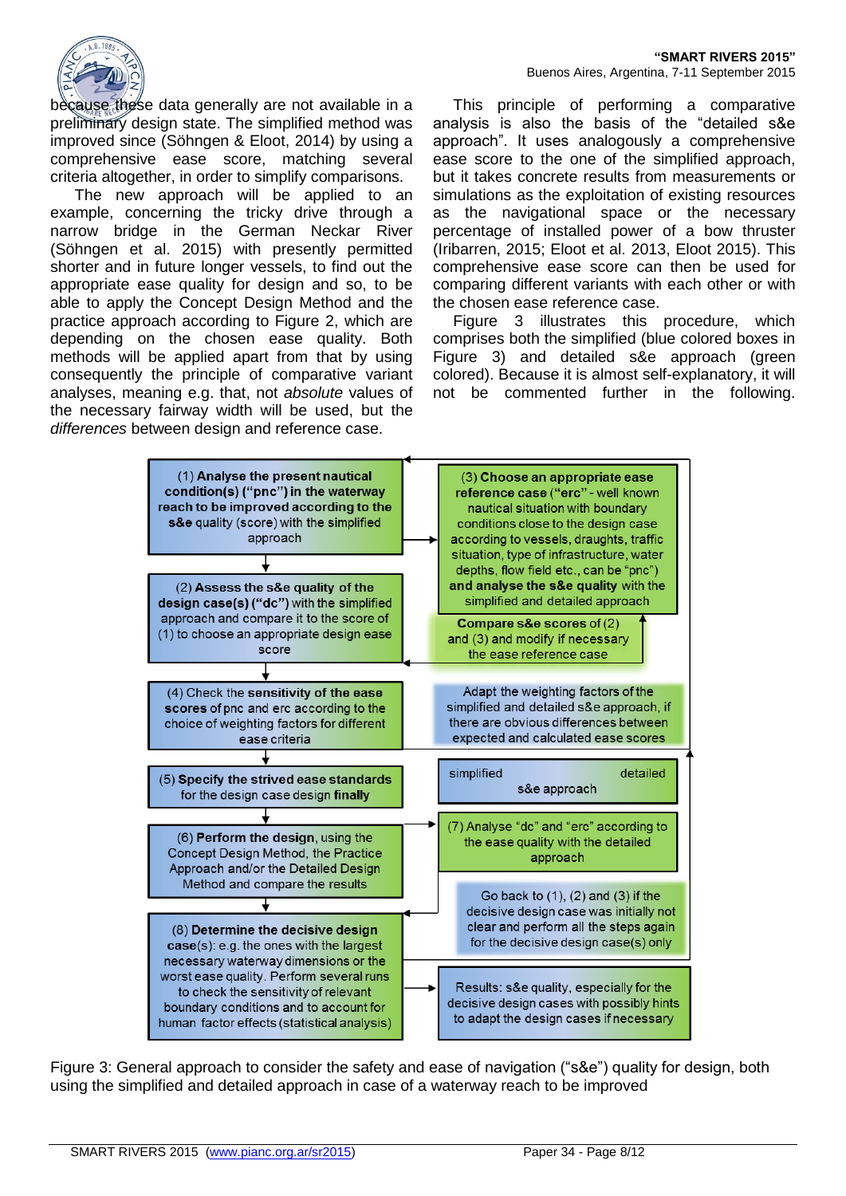because these data generally are not available in a preliminary design state. The simplified method was improved since (Söhngen & Eloot, 2014) by using a comprehensive ease score, matching several criteria altogether, in order to simplify comparisons.

The new approach will be applied to an example, concerning the tricky drive through a narrow bridge in the German Neckar River (Söhngen et al. 2015) with presently permitted shorter and in future longer vessels, to find out the appropriate ease quality for design and so, to be able to apply the Concept Design Method and the practice approach according to Figure 2, which are both depending on the chosen ease quality. Both methods will be applied apart from that by using consequently the principle of comparative variant analyses, meaning e.g. that, not *absolute* values of the necessary fairway width will be used, but the *differences* between design and reference case.

This principle of performing a comparative analysis is also the basis of the "detailed s&e approach". It uses analogously a comprehensive ease score to the one of the simplified approach, but it takes concrete results from measurements or simulations as the exploitation of existing resources as the navigational space or the necessary percentage of installed power of a bow thruster (Iribarren, 2015; Eloot et al. 2013, Eloot 2015). This comprehensive ease score can then be used for comparing different variants with each other or with the chosen ease reference case.

Figure 3 illustrates this procedure, which comprises both the simplified (blue colored boxes in Figure 3) and detailed s&e approach (green colored). Because it is almost self-explanatory, it will not be commented further in the following.

(1) **Analyse the present nautical condition(s) ("pnc") in the waterway reach to be improved according to the s&e** quality (score) with the simplified approach

(2) **Assess the s&e quality of the design case(s) ("dc")** with the simplified approach and compare it to the score of (1) to choose an appropriate design ease score

(3) **Choose an appropriate ease reference case ("erc"** - well known nautical situation with boundary conditions close to the design case according to vessels, draughts, traffic situation, type of infrastructure, water depths, flow field etc., can be "pnc") **and analyse the s&e quality** with the simplified and detailed approach

**Compare s&e scores** of (2) and (3) and modify if necessary the ease reference case

(4) Check the **sensitivity of the ease scores** of pnc and erc according to the choice of weighting factors for different ease criteria

Adapt the weighting factors of the simplified and detailed s&e approach, if there are obvious differences between expected and calculated ease scores

(5) **Specify the strived ease standards** for the design case design **finally**

simplified / detailed s&e approach

(6) **Perform the design**, using the Concept Design Method, the Practice Approach and/or the Detailed Design Method and compare the results

(7) Analyse "dc" and "erc" according to the ease quality with the detailed approach

Go back to (1), (2) and (3) if the decisive design case was initially not clear and perform all the steps again for the decisive design case(s) only

(8) **Determine the decisive design case**(s): e.g. the ones with the largest necessary waterway dimensions or the worst ease quality. Perform several runs to check the sensitivity of relevant boundary conditions and to account for human factor effects (statistical analysis)

Results: s&e quality, especially for the decisive design cases with possibly hints to adapt the design cases if necessary

Figure 3: General approach to consider the safety and ease of navigation ("s&e") quality for design, both using the simplified and detailed approach in case of a waterway reach to be improved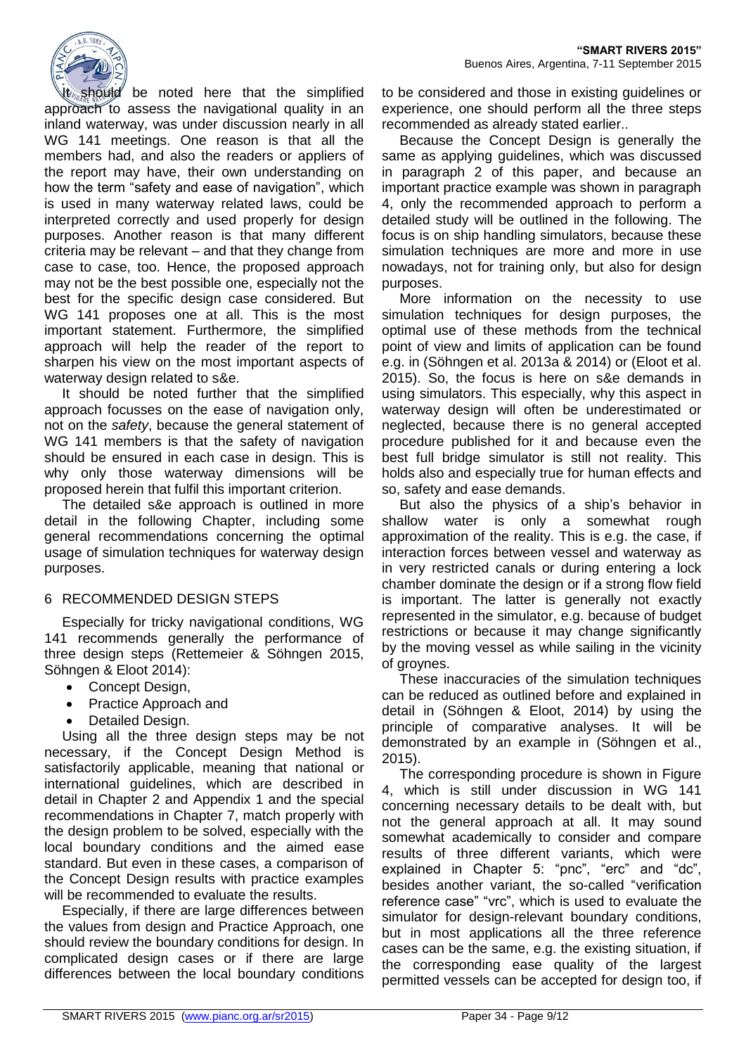It should be noted here that the simplified approach to assess the navigational quality in an inland waterway, was under discussion nearly in all WG 141 meetings. One reason is that all the members had, and also the readers or appliers of the report may have, their own understanding on how the term "safety and ease of navigation", which is used in many waterway related laws, could be interpreted correctly and used properly for design purposes. Another reason is that many different criteria may be relevant – and that they change from case to case, too. Hence, the proposed approach may not be the best possible one, especially not the best for the specific design case considered. But WG 141 proposes one at all. This is the most important statement. Furthermore, the simplified approach will help the reader of the report to sharpen his view on the most important aspects of waterway design related to s&e.

It should be noted further that the simplified approach focusses on the ease of navigation only, not on the *safety*, because the general statement of WG 141 members is that the safety of navigation should be ensured in each case in design. This is why only those waterway dimensions will be proposed herein that fulfil this important criterion.

The detailed s&e approach is outlined in more detail in the following Chapter, including some general recommendations concerning the optimal usage of simulation techniques for waterway design purposes.

## 6 RECOMMENDED DESIGN STEPS

Especially for tricky navigational conditions, WG 141 recommends generally the performance of three design steps (Rettemeier & Söhngen 2015, Söhngen & Eloot 2014):

- Concept Design,
- Practice Approach and
- Detailed Design.

Using all the three design steps may be not necessary, if the Concept Design Method is satisfactorily applicable, meaning that national or international guidelines, which are described in detail in Chapter 2 and Appendix 1 and the special recommendations in Chapter 7, match properly with the design problem to be solved, especially with the local boundary conditions and the aimed ease standard. But even in these cases, a comparison of the Concept Design results with practice examples will be recommended to evaluate the results.

Especially, if there are large differences between the values from design and Practice Approach, one should review the boundary conditions for design. In complicated design cases or if there are large differences between the local boundary conditions to be considered and those in existing guidelines or experience, one should perform all the three steps recommended as already stated earlier..

Because the Concept Design is generally the same as applying guidelines, which was discussed in paragraph 2 of this paper, and because an important practice example was shown in paragraph 4, only the recommended approach to perform a detailed study will be outlined in the following. The focus is on ship handling simulators, because these simulation techniques are more and more in use nowadays, not for training only, but also for design purposes.

More information on the necessity to use simulation techniques for design purposes, the optimal use of these methods from the technical point of view and limits of application can be found e.g. in (Söhngen et al. 2013a & 2014) or (Eloot et al. 2015). So, the focus is here on s&e demands in using simulators. This especially, why this aspect in waterway design will often be underestimated or neglected, because there is no general accepted procedure published for it and because even the best full bridge simulator is still not reality. This holds also and especially true for human effects and so, safety and ease demands.

But also the physics of a ship's behavior in shallow water is only a somewhat rough approximation of the reality. This is e.g. the case, if interaction forces between vessel and waterway as in very restricted canals or during entering a lock chamber dominate the design or if a strong flow field is important. The latter is generally not exactly represented in the simulator, e.g. because of budget restrictions or because it may change significantly by the moving vessel as while sailing in the vicinity of groynes.

These inaccuracies of the simulation techniques can be reduced as outlined before and explained in detail in (Söhngen & Eloot, 2014) by using the principle of comparative analyses. It will be demonstrated by an example in (Söhngen et al., 2015).

The corresponding procedure is shown in Figure 4, which is still under discussion in WG 141 concerning necessary details to be dealt with, but not the general approach at all. It may sound somewhat academically to consider and compare results of three different variants, which were explained in Chapter 5: "pnc", "erc" and "dc", besides another variant, the so-called "verification reference case" "vrc", which is used to evaluate the simulator for design-relevant boundary conditions, but in most applications all the three reference cases can be the same, e.g. the existing situation, if the corresponding ease quality of the largest permitted vessels can be accepted for design too, if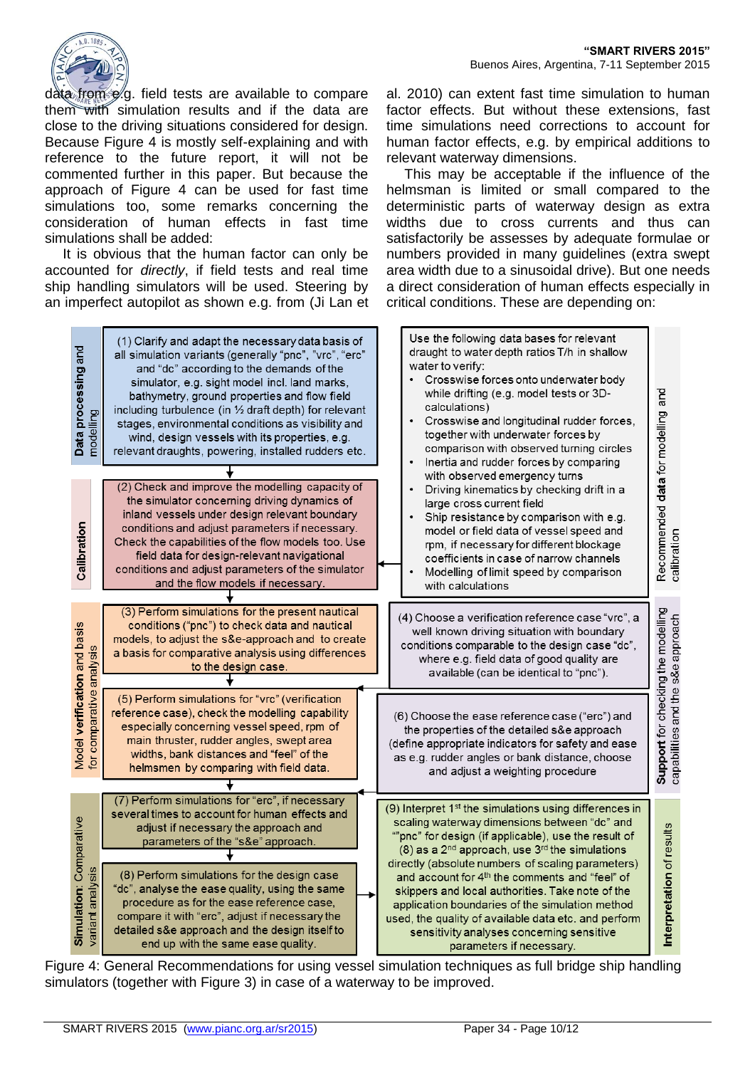data from e.g. field tests are available to compare them with simulation results and if the data are close to the driving situations considered for design. Because Figure 4 is mostly self-explaining and with reference to the future report, it will not be commented further in this paper. But because the approach of Figure 4 can be used for fast time simulations too, some remarks concerning the consideration of human effects in fast time simulations shall be added:

It is obvious that the human factor can only be accounted for *directly*, if field tests and real time ship handling simulators will be used. Steering by an imperfect autopilot as shown e.g. from (Ji Lan et al. 2010) can extent fast time simulation to human factor effects. But without these extensions, fast time simulations need corrections to account for human factor effects, e.g. by empirical additions to relevant waterway dimensions.

This may be acceptable if the influence of the helmsman is limited or small compared to the deterministic parts of waterway design as extra widths due to cross currents and thus can satisfactorily be assesses by adequate formulae or numbers provided in many guidelines (extra swept area width due to a sinusoidal drive). But one needs a direct consideration of human effects especially in critical conditions. These are depending on:

**Data processing and modelling**

(1) Clarify and adapt the necessary data basis of all simulation variants (generally "pnc", "vrc", "erc" and "dc" according to the demands of the simulator, e.g. sight model incl. land marks, bathymetry, ground properties and flow field including turbulence (in ½ draft depth) for relevant stages, environmental conditions as visibility and wind, design vessels with its properties, e.g. relevant draughts, powering, installed rudders etc.

**Calibration**

(2) Check and improve the modelling capacity of the simulator concerning driving dynamics of inland vessels under design relevant boundary conditions and adjust parameters if necessary. Check the capabilities of the flow models too. Use field data for design-relevant navigational conditions and adjust parameters of the simulator and the flow models if necessary.

**Recommended data for modelling and calibration**

Use the following data bases for relevant draught to water depth ratios T/h in shallow water to verify:

- Crosswise forces onto underwater body while drifting (e.g. model tests or 3D-calculations)
- Crosswise and longitudinal rudder forces, together with underwater forces by comparison with observed turning circles
- Inertia and rudder forces by comparing with observed emergency turns
- Driving kinematics by checking drift in a large cross current field
- Ship resistance by comparison with e.g. model or field data of vessel speed and rpm, if necessary for different blockage coefficients in case of narrow channels
- Modelling of limit speed by comparison with calculations

**Model verification and basis for comparative analysis**

(3) Perform simulations for the present nautical conditions ("pnc") to check data and nautical models, to adjust the s&e-approach and to create a basis for comparative analysis using differences to the design case.

(5) Perform simulations for "vrc" (verification reference case), check the modelling capability especially concerning vessel speed, rpm of main thruster, rudder angles, swept area widths, bank distances and "feel" of the helmsmen by comparing with field data.

**Support for checking the modelling capabilities and the s&e approach**

(4) Choose a verification reference case "vrc", a well known driving situation with boundary conditions comparable to the design case "dc", where e.g. field data of good quality are available (can be identical to "pnc").

(6) Choose the ease reference case ("erc") and the properties of the detailed s&e approach (define appropriate indicators for safety and ease as e.g. rudder angles or bank distance, choose and adjust a weighting procedure

**Simulation: Comparative variant analysis**

(7) Perform simulations for "erc", if necessary several times to account for human effects and adjust if necessary the approach and parameters of the "s&e" approach.

(8) Perform simulations for the design case "dc", analyse the ease quality, using the same procedure as for the ease reference case, compare it with "erc", adjust if necessary the detailed s&e approach and the design itself to end up with the same ease quality.

**Interpretation of results**

(9) Interpret 1st the simulations using differences in scaling waterway dimensions between "dc" and ""pnc" for design (if applicable), use the result of (8) as a 2nd approach, use 3rd the simulations directly (absolute numbers of scaling parameters) and account for 4th the comments and "feel" of skippers and local authorities. Take note of the application boundaries of the simulation method used, the quality of available data etc. and perform sensitivity analyses concerning sensitive parameters if necessary.

Figure 4: General Recommendations for using vessel simulation techniques as full bridge ship handling simulators (together with Figure 3) in case of a waterway to be improved.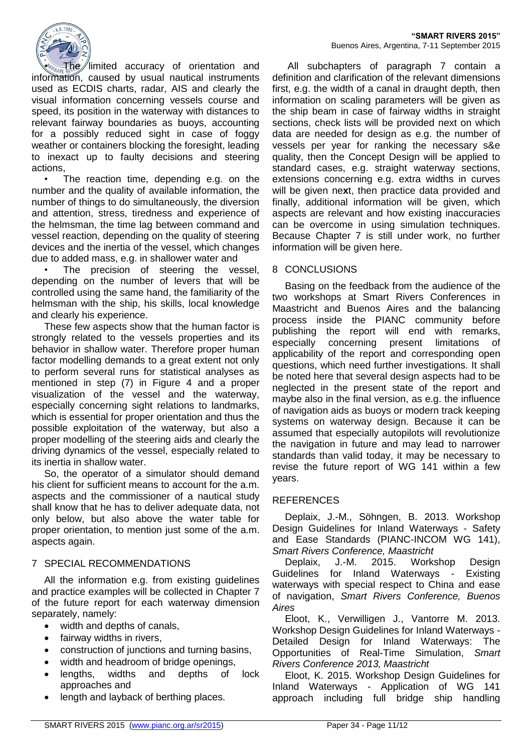- The limited accuracy of orientation and information, caused by usual nautical instruments used as ECDIS charts, radar, AIS and clearly the visual information concerning vessels course and speed, its position in the waterway with distances to relevant fairway boundaries as buoys, accounting for a possibly reduced sight in case of foggy weather or containers blocking the foresight, leading to inexact up to faulty decisions and steering actions,
- The reaction time, depending e.g. on the number and the quality of available information, the number of things to do simultaneously, the diversion and attention, stress, tiredness and experience of the helmsman, the time lag between command and vessel reaction, depending on the quality of steering devices and the inertia of the vessel, which changes due to added mass, e.g. in shallower water and
- The precision of steering the vessel, depending on the number of levers that will be controlled using the same hand, the familiarity of the helmsman with the ship, his skills, local knowledge and clearly his experience.

These few aspects show that the human factor is strongly related to the vessels properties and its behavior in shallow water. Therefore proper human factor modelling demands to a great extent not only to perform several runs for statistical analyses as mentioned in step (7) in Figure 4 and a proper visualization of the vessel and the waterway, especially concerning sight relations to landmarks, which is essential for proper orientation and thus the possible exploitation of the waterway, but also a proper modelling of the steering aids and clearly the driving dynamics of the vessel, especially related to its inertia in shallow water.

So, the operator of a simulator should demand his client for sufficient means to account for the a.m. aspects and the commissioner of a nautical study shall know that he has to deliver adequate data, not only below, but also above the water table for proper orientation, to mention just some of the a.m. aspects again.

## 7 SPECIAL RECOMMENDATIONS

All the information e.g. from existing guidelines and practice examples will be collected in Chapter 7 of the future report for each waterway dimension separately, namely:

- width and depths of canals,
- fairway widths in rivers,
- construction of junctions and turning basins,
- width and headroom of bridge openings,
- lengths, widths and depths of lock approaches and
- length and layback of berthing places.

All subchapters of paragraph 7 contain a definition and clarification of the relevant dimensions first, e.g. the width of a canal in draught depth, then information on scaling parameters will be given as the ship beam in case of fairway widths in straight sections, check lists will be provided next on which data are needed for design as e.g. the number of vessels per year for ranking the necessary s&e quality, then the Concept Design will be applied to standard cases, e.g. straight waterway sections, extensions concerning e.g. extra widths in curves will be given next, then practice data provided and finally, additional information will be given, which aspects are relevant and how existing inaccuracies can be overcome in using simulation techniques. Because Chapter 7 is still under work, no further information will be given here.

## 8 CONCLUSIONS

Basing on the feedback from the audience of the two workshops at Smart Rivers Conferences in Maastricht and Buenos Aires and the balancing process inside the PIANC community before publishing the report will end with remarks, especially concerning present limitations of applicability of the report and corresponding open questions, which need further investigations. It shall be noted here that several design aspects had to be neglected in the present state of the report and maybe also in the final version, as e.g. the influence of navigation aids as buoys or modern track keeping systems on waterway design. Because it can be assumed that especially autopilots will revolutionize the navigation in future and may lead to narrower standards than valid today, it may be necessary to revise the future report of WG 141 within a few years.

## REFERENCES

Deplaix, J.-M., Söhngen, B. 2013. Workshop Design Guidelines for Inland Waterways - Safety and Ease Standards (PIANC-INCOM WG 141), *Smart Rivers Conference, Maastricht*

Deplaix, J.-M. 2015. Workshop Design Guidelines for Inland Waterways - Existing waterways with special respect to China and ease of navigation, *Smart Rivers Conference, Buenos Aires*

Eloot, K., Verwilligen J., Vantorre M. 2013. Workshop Design Guidelines for Inland Waterways - Detailed Design for Inland Waterways: The Opportunities of Real-Time Simulation, *Smart Rivers Conference 2013, Maastricht*

Eloot, K. 2015. Workshop Design Guidelines for Inland Waterways - Application of WG 141 approach including full bridge ship handling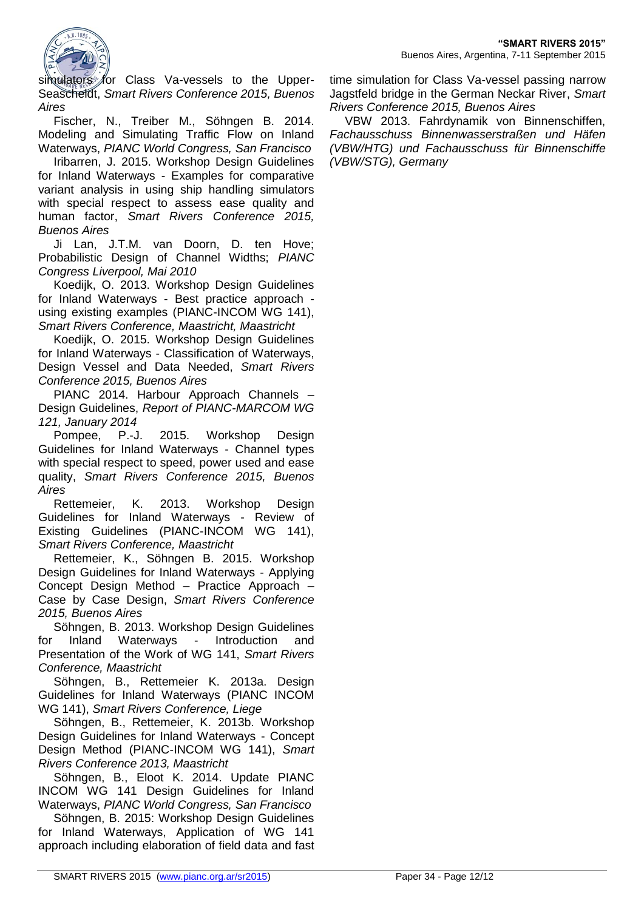simulators for Class Va-vessels to the Upper-Seascheldt, *Smart Rivers Conference 2015, Buenos Aires*

Fischer, N., Treiber M., Söhngen B. 2014. Modeling and Simulating Traffic Flow on Inland Waterways, *PIANC World Congress, San Francisco*

Iribarren, J. 2015. Workshop Design Guidelines for Inland Waterways - Examples for comparative variant analysis in using ship handling simulators with special respect to assess ease quality and human factor, *Smart Rivers Conference 2015, Buenos Aires*

Ji Lan, J.T.M. van Doorn, D. ten Hove; Probabilistic Design of Channel Widths; *PIANC Congress Liverpool, Mai 2010*

Koedijk, O. 2013. Workshop Design Guidelines for Inland Waterways - Best practice approach - using existing examples (PIANC-INCOM WG 141), *Smart Rivers Conference, Maastricht, Maastricht*

Koedijk, O. 2015. Workshop Design Guidelines for Inland Waterways - Classification of Waterways, Design Vessel and Data Needed, *Smart Rivers Conference 2015, Buenos Aires*

PIANC 2014. Harbour Approach Channels – Design Guidelines, *Report of PIANC-MARCOM WG 121, January 2014*

Pompee, P.-J. 2015. Workshop Design Guidelines for Inland Waterways - Channel types with special respect to speed, power used and ease quality, *Smart Rivers Conference 2015, Buenos Aires*

Rettemeier, K. 2013. Workshop Design Guidelines for Inland Waterways - Review of Existing Guidelines (PIANC-INCOM WG 141), *Smart Rivers Conference, Maastricht*

Rettemeier, K., Söhngen B. 2015. Workshop Design Guidelines for Inland Waterways - Applying Concept Design Method – Practice Approach – Case by Case Design, *Smart Rivers Conference 2015, Buenos Aires*

Söhngen, B. 2013. Workshop Design Guidelines for Inland Waterways - Introduction and Presentation of the Work of WG 141, *Smart Rivers Conference, Maastricht*

Söhngen, B., Rettemeier K. 2013a. Design Guidelines for Inland Waterways (PIANC INCOM WG 141), *Smart Rivers Conference, Liege*

Söhngen, B., Rettemeier, K. 2013b. Workshop Design Guidelines for Inland Waterways - Concept Design Method (PIANC-INCOM WG 141), *Smart Rivers Conference 2013, Maastricht*

Söhngen, B., Eloot K. 2014. Update PIANC INCOM WG 141 Design Guidelines for Inland Waterways, *PIANC World Congress, San Francisco*

Söhngen, B. 2015: Workshop Design Guidelines for Inland Waterways, Application of WG 141 approach including elaboration of field data and fast time simulation for Class Va-vessel passing narrow Jagstfeld bridge in the German Neckar River, *Smart Rivers Conference 2015, Buenos Aires*

VBW 2013. Fahrdynamik von Binnenschiffen, *Fachausschuss Binnenwasserstraßen und Häfen (VBW/HTG) und Fachausschuss für Binnenschiffe (VBW/STG), Germany*